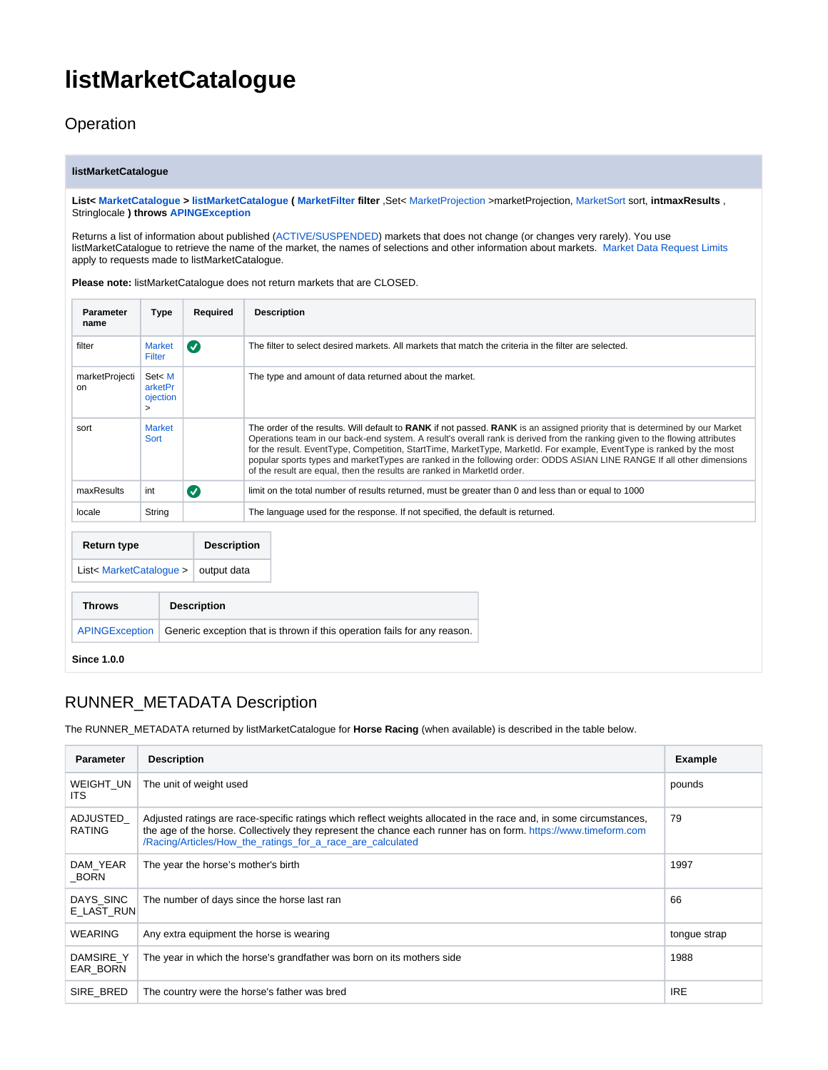# listMarketCatalogue

## Operation

**listMarketCatalogue**

**List< MarketCatalogue > listMarketCatalogue ( MarketFilter filter** ,Set< MarketProjection >marketProjection, MarketSort sort, **intmaxResults** , Stringlocale **) throws APINGException**

Returns a list of information about published (ACTIVE/SUSPENDED) markets that does not change (or changes very rarely). You use listMarketCatalogue to retrieve the name of the market, the names of selections and other information about markets. Market Data Request Limits apply to requests made to listMarketCatalogue.

**Please note:** listMarketCatalogue does not return markets that are CLOSED.

| Parameter name | Type | Required | Description |
|---|---|---|---|
| filter | MarketFilter | ✅ | The filter to select desired markets. All markets that match the criteria in the filter are selected. |
| marketProjection | Set< MarketProjection > | | The type and amount of data returned about the market. |
| sort | MarketSort | | The order of the results. Will default to **RANK** if not passed. **RANK** is an assigned priority that is determined by our Market Operations team in our back-end system. A result's overall rank is derived from the ranking given to the flowing attributes for the result. EventType, Competition, StartTime, MarketType, MarketId. For example, EventType is ranked by the most popular sports types and marketTypes are ranked in the following order: ODDS ASIAN LINE RANGE If all other dimensions of the result are equal, then the results are ranked in MarketId order. |
| maxResults | int | ✅ | limit on the total number of results returned, must be greater than 0 and less than or equal to 1000 |
| locale | String | | The language used for the response. If not specified, the default is returned. |

| Return type | Description |
|---|---|
| List< MarketCatalogue > | output data |

| Throws | Description |
|---|---|
| APINGException | Generic exception that is thrown if this operation fails for any reason. |

**Since 1.0.0**

## RUNNER_METADATA Description

The RUNNER_METADATA returned by listMarketCatalogue for **Horse Racing** (when available) is described in the table below.

| Parameter | Description | Example |
|---|---|---|
| WEIGHT_UNITS | The unit of weight used | pounds |
| ADJUSTED_RATING | Adjusted ratings are race-specific ratings which reflect weights allocated in the race and, in some circumstances, the age of the horse. Collectively they represent the chance each runner has on form. https://www.timeform.com/Racing/Articles/How_the_ratings_for_a_race_are_calculated | 79 |
| DAM_YEAR_BORN | The year the horse's mother's birth | 1997 |
| DAYS_SINCE_LAST_RUN | The number of days since the horse last ran | 66 |
| WEARING | Any extra equipment the horse is wearing | tongue strap |
| DAMSIRE_YEAR_BORN | The year in which the horse's grandfather was born on its mothers side | 1988 |
| SIRE_BRED | The country were the horse's father was bred | IRE |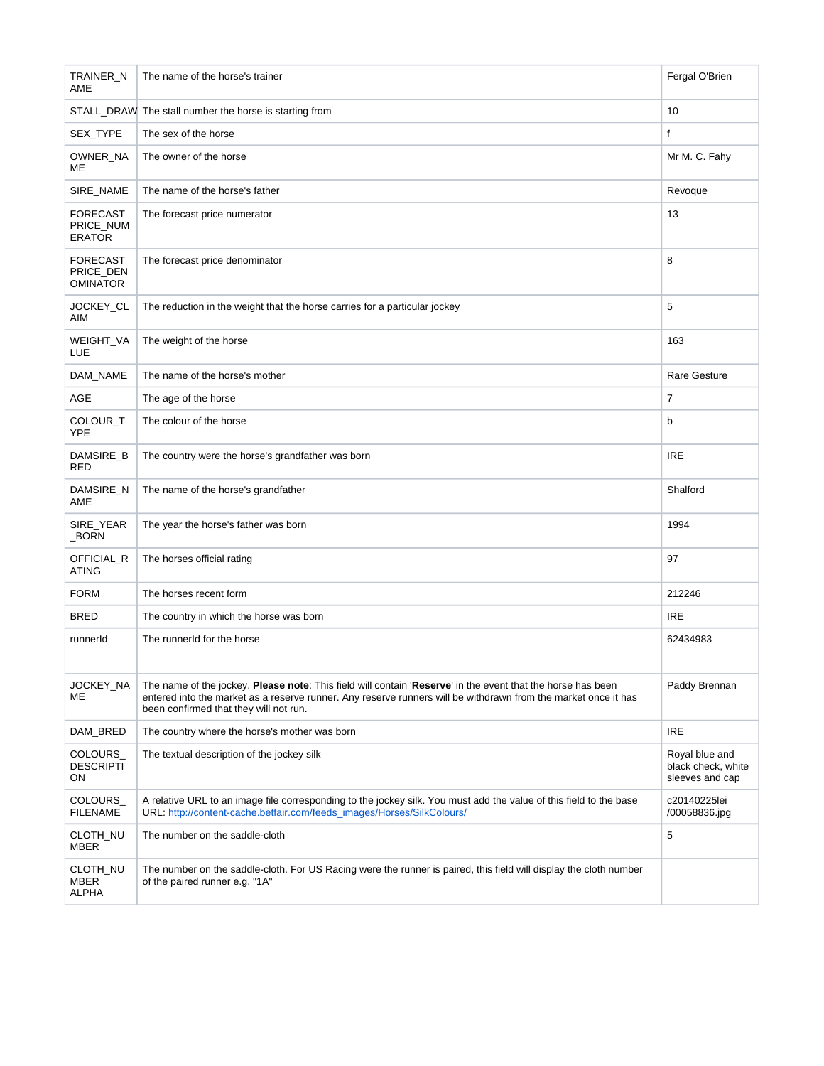| | | |
|---|---|---|
| TRAINER_NAME | The name of the horse's trainer | Fergal O'Brien |
| STALL_DRAW | The stall number the horse is starting from | 10 |
| SEX_TYPE | The sex of the horse | f |
| OWNER_NAME | The owner of the horse | Mr M. C. Fahy |
| SIRE_NAME | The name of the horse's father | Revoque |
| FORECASTPRICE_NUMERATOR | The forecast price numerator | 13 |
| FORECASTPRICE_DENOMINATOR | The forecast price denominator | 8 |
| JOCKEY_CLAIM | The reduction in the weight that the horse carries for a particular jockey | 5 |
| WEIGHT_VALUE | The weight of the horse | 163 |
| DAM_NAME | The name of the horse's mother | Rare Gesture |
| AGE | The age of the horse | 7 |
| COLOUR_TYPE | The colour of the horse | b |
| DAMSIRE_BRED | The country were the horse's grandfather was born | IRE |
| DAMSIRE_NAME | The name of the horse's grandfather | Shalford |
| SIRE_YEAR_BORN | The year the horse's father was born | 1994 |
| OFFICIAL_RATING | The horses official rating | 97 |
| FORM | The horses recent form | 212246 |
| BRED | The country in which the horse was born | IRE |
| runnerId | The runnerId for the horse | 62434983 |
| JOCKEY_NAME | The name of the jockey. **Please note**: This field will contain '**Reserve**' in the event that the horse has been entered into the market as a reserve runner. Any reserve runners will be withdrawn from the market once it has been confirmed that they will not run. | Paddy Brennan |
| DAM_BRED | The country where the horse's mother was born | IRE |
| COLOURS_DESCRIPTION | The textual description of the jockey silk | Royal blue and black check, white sleeves and cap |
| COLOURS_FILENAME | A relative URL to an image file corresponding to the jockey silk. You must add the value of this field to the base URL: http://content-cache.betfair.com/feeds_images/Horses/SilkColours/ | c20140225lei/00058836.jpg |
| CLOTH_NUMBER | The number on the saddle-cloth | 5 |
| CLOTH_NUMBER_ALPHA | The number on the saddle-cloth. For US Racing were the runner is paired, this field will display the cloth number of the paired runner e.g. "1A" | |